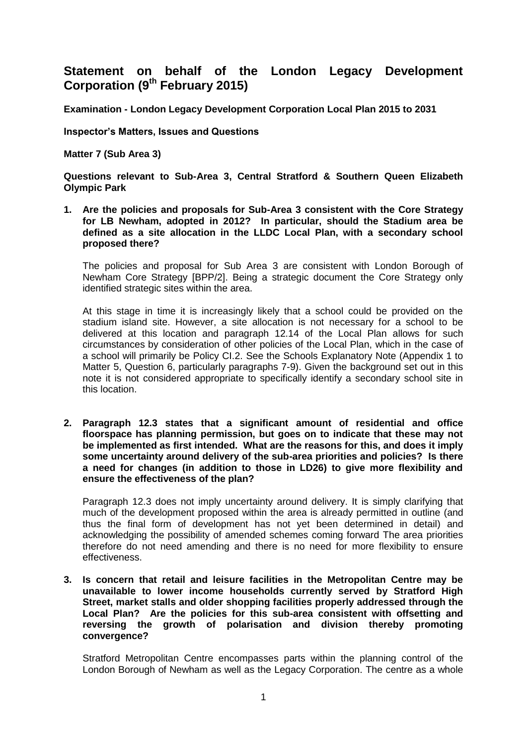# Statement on behalf of the London Legacy Development Corporation (9th February 2015)

**Examination - London Legacy Development Corporation Local Plan 2015 to 2031**

**Inspector's Matters, Issues and Questions**

**Matter 7 (Sub Area 3)**

**Questions relevant to Sub-Area 3, Central Stratford & Southern Queen Elizabeth Olympic Park**

**1. Are the policies and proposals for Sub-Area 3 consistent with the Core Strategy for LB Newham, adopted in 2012? In particular, should the Stadium area be defined as a site allocation in the LLDC Local Plan, with a secondary school proposed there?**

The policies and proposal for Sub Area 3 are consistent with London Borough of Newham Core Strategy [BPP/2]. Being a strategic document the Core Strategy only identified strategic sites within the area.

At this stage in time it is increasingly likely that a school could be provided on the stadium island site. However, a site allocation is not necessary for a school to be delivered at this location and paragraph 12.14 of the Local Plan allows for such circumstances by consideration of other policies of the Local Plan, which in the case of a school will primarily be Policy CI.2. See the Schools Explanatory Note (Appendix 1 to Matter 5, Question 6, particularly paragraphs 7-9). Given the background set out in this note it is not considered appropriate to specifically identify a secondary school site in this location.

**2. Paragraph 12.3 states that a significant amount of residential and office floorspace has planning permission, but goes on to indicate that these may not be implemented as first intended. What are the reasons for this, and does it imply some uncertainty around delivery of the sub-area priorities and policies? Is there a need for changes (in addition to those in LD26) to give more flexibility and ensure the effectiveness of the plan?**

Paragraph 12.3 does not imply uncertainty around delivery. It is simply clarifying that much of the development proposed within the area is already permitted in outline (and thus the final form of development has not yet been determined in detail) and acknowledging the possibility of amended schemes coming forward The area priorities therefore do not need amending and there is no need for more flexibility to ensure effectiveness.

**3. Is concern that retail and leisure facilities in the Metropolitan Centre may be unavailable to lower income households currently served by Stratford High Street, market stalls and older shopping facilities properly addressed through the Local Plan? Are the policies for this sub-area consistent with offsetting and reversing the growth of polarisation and division thereby promoting convergence?**

Stratford Metropolitan Centre encompasses parts within the planning control of the London Borough of Newham as well as the Legacy Corporation. The centre as a whole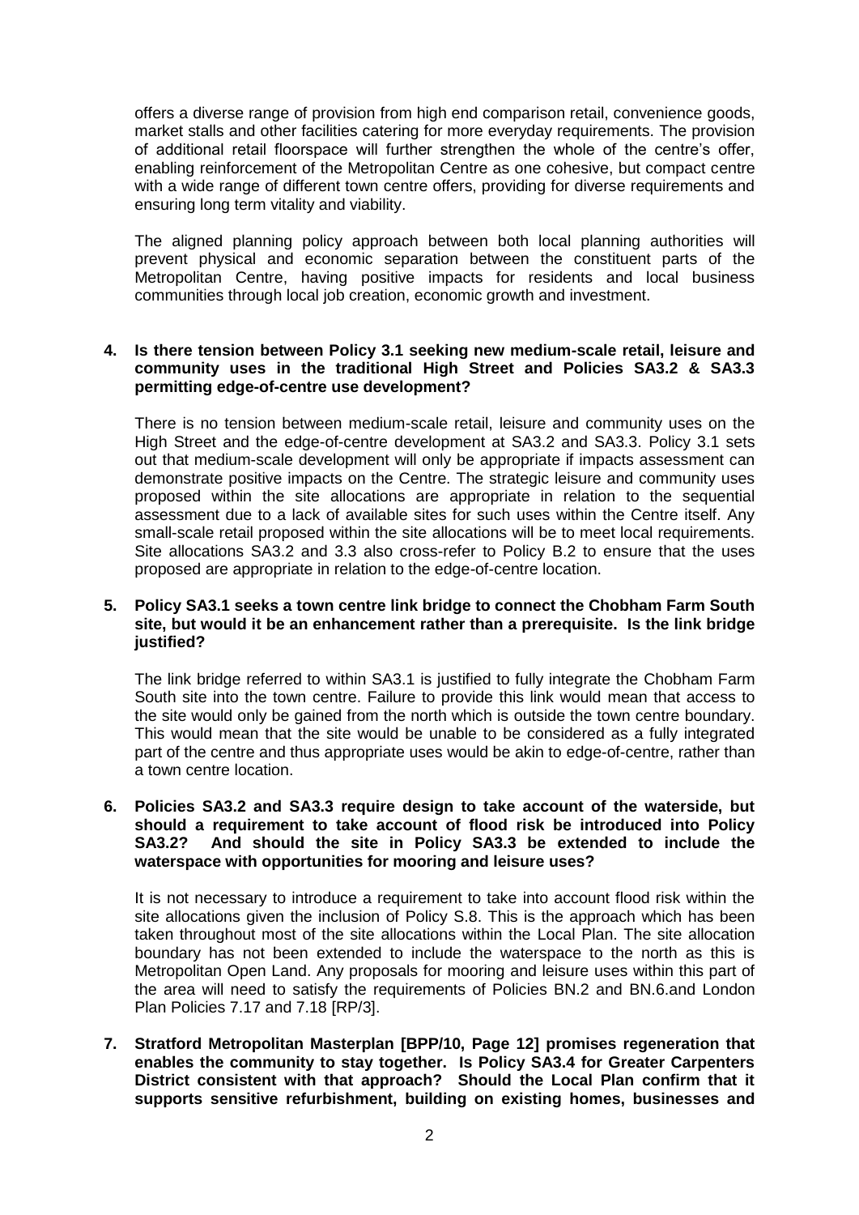offers a diverse range of provision from high end comparison retail, convenience goods, market stalls and other facilities catering for more everyday requirements. The provision of additional retail floorspace will further strengthen the whole of the centre's offer, enabling reinforcement of the Metropolitan Centre as one cohesive, but compact centre with a wide range of different town centre offers, providing for diverse requirements and ensuring long term vitality and viability.

The aligned planning policy approach between both local planning authorities will prevent physical and economic separation between the constituent parts of the Metropolitan Centre, having positive impacts for residents and local business communities through local job creation, economic growth and investment.

**4. Is there tension between Policy 3.1 seeking new medium-scale retail, leisure and community uses in the traditional High Street and Policies SA3.2 & SA3.3 permitting edge-of-centre use development?**

There is no tension between medium-scale retail, leisure and community uses on the High Street and the edge-of-centre development at SA3.2 and SA3.3. Policy 3.1 sets out that medium-scale development will only be appropriate if impacts assessment can demonstrate positive impacts on the Centre. The strategic leisure and community uses proposed within the site allocations are appropriate in relation to the sequential assessment due to a lack of available sites for such uses within the Centre itself. Any small-scale retail proposed within the site allocations will be to meet local requirements. Site allocations SA3.2 and 3.3 also cross-refer to Policy B.2 to ensure that the uses proposed are appropriate in relation to the edge-of-centre location.

**5. Policy SA3.1 seeks a town centre link bridge to connect the Chobham Farm South site, but would it be an enhancement rather than a prerequisite. Is the link bridge justified?**

The link bridge referred to within SA3.1 is justified to fully integrate the Chobham Farm South site into the town centre. Failure to provide this link would mean that access to the site would only be gained from the north which is outside the town centre boundary. This would mean that the site would be unable to be considered as a fully integrated part of the centre and thus appropriate uses would be akin to edge-of-centre, rather than a town centre location.

**6. Policies SA3.2 and SA3.3 require design to take account of the waterside, but should a requirement to take account of flood risk be introduced into Policy SA3.2? And should the site in Policy SA3.3 be extended to include the waterspace with opportunities for mooring and leisure uses?**

It is not necessary to introduce a requirement to take into account flood risk within the site allocations given the inclusion of Policy S.8. This is the approach which has been taken throughout most of the site allocations within the Local Plan. The site allocation boundary has not been extended to include the waterspace to the north as this is Metropolitan Open Land. Any proposals for mooring and leisure uses within this part of the area will need to satisfy the requirements of Policies BN.2 and BN.6.and London Plan Policies 7.17 and 7.18 [RP/3].

**7. Stratford Metropolitan Masterplan [BPP/10, Page 12] promises regeneration that enables the community to stay together. Is Policy SA3.4 for Greater Carpenters District consistent with that approach? Should the Local Plan confirm that it supports sensitive refurbishment, building on existing homes, businesses and**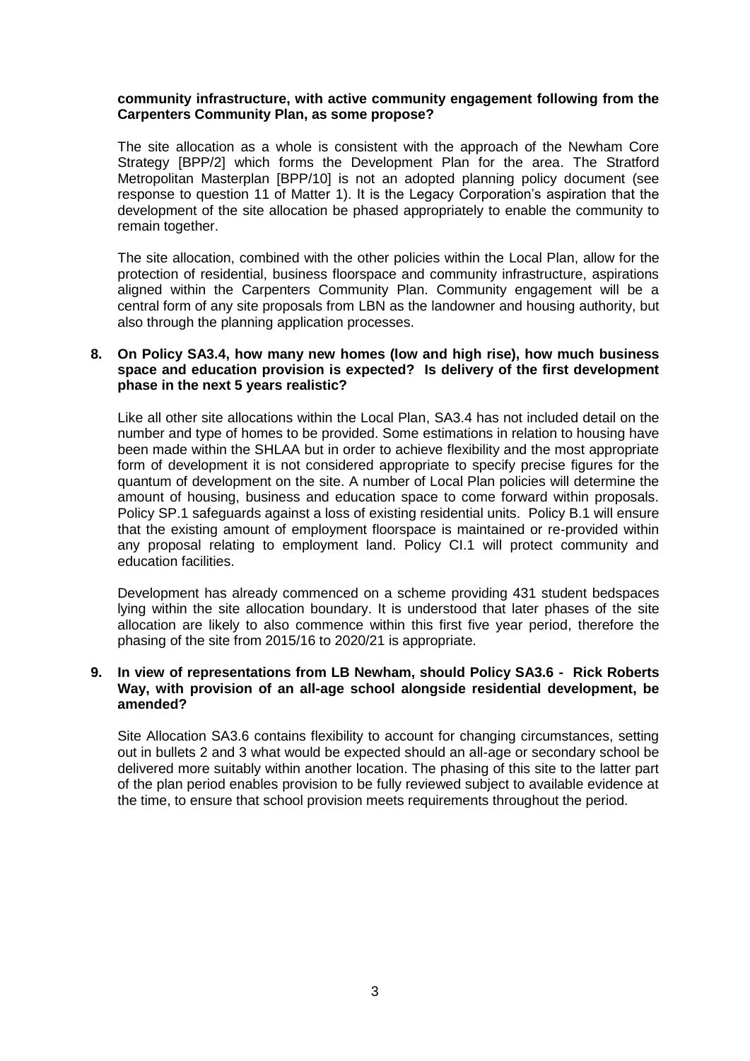**community infrastructure, with active community engagement following from the Carpenters Community Plan, as some propose?**

The site allocation as a whole is consistent with the approach of the Newham Core Strategy [BPP/2] which forms the Development Plan for the area. The Stratford Metropolitan Masterplan [BPP/10] is not an adopted planning policy document (see response to question 11 of Matter 1). It is the Legacy Corporation's aspiration that the development of the site allocation be phased appropriately to enable the community to remain together.

The site allocation, combined with the other policies within the Local Plan, allow for the protection of residential, business floorspace and community infrastructure, aspirations aligned within the Carpenters Community Plan. Community engagement will be a central form of any site proposals from LBN as the landowner and housing authority, but also through the planning application processes.

**8. On Policy SA3.4, how many new homes (low and high rise), how much business space and education provision is expected? Is delivery of the first development phase in the next 5 years realistic?**

Like all other site allocations within the Local Plan, SA3.4 has not included detail on the number and type of homes to be provided. Some estimations in relation to housing have been made within the SHLAA but in order to achieve flexibility and the most appropriate form of development it is not considered appropriate to specify precise figures for the quantum of development on the site. A number of Local Plan policies will determine the amount of housing, business and education space to come forward within proposals. Policy SP.1 safeguards against a loss of existing residential units. Policy B.1 will ensure that the existing amount of employment floorspace is maintained or re-provided within any proposal relating to employment land. Policy CI.1 will protect community and education facilities.

Development has already commenced on a scheme providing 431 student bedspaces lying within the site allocation boundary. It is understood that later phases of the site allocation are likely to also commence within this first five year period, therefore the phasing of the site from 2015/16 to 2020/21 is appropriate.

**9. In view of representations from LB Newham, should Policy SA3.6 - Rick Roberts Way, with provision of an all-age school alongside residential development, be amended?**

Site Allocation SA3.6 contains flexibility to account for changing circumstances, setting out in bullets 2 and 3 what would be expected should an all-age or secondary school be delivered more suitably within another location. The phasing of this site to the latter part of the plan period enables provision to be fully reviewed subject to available evidence at the time, to ensure that school provision meets requirements throughout the period.